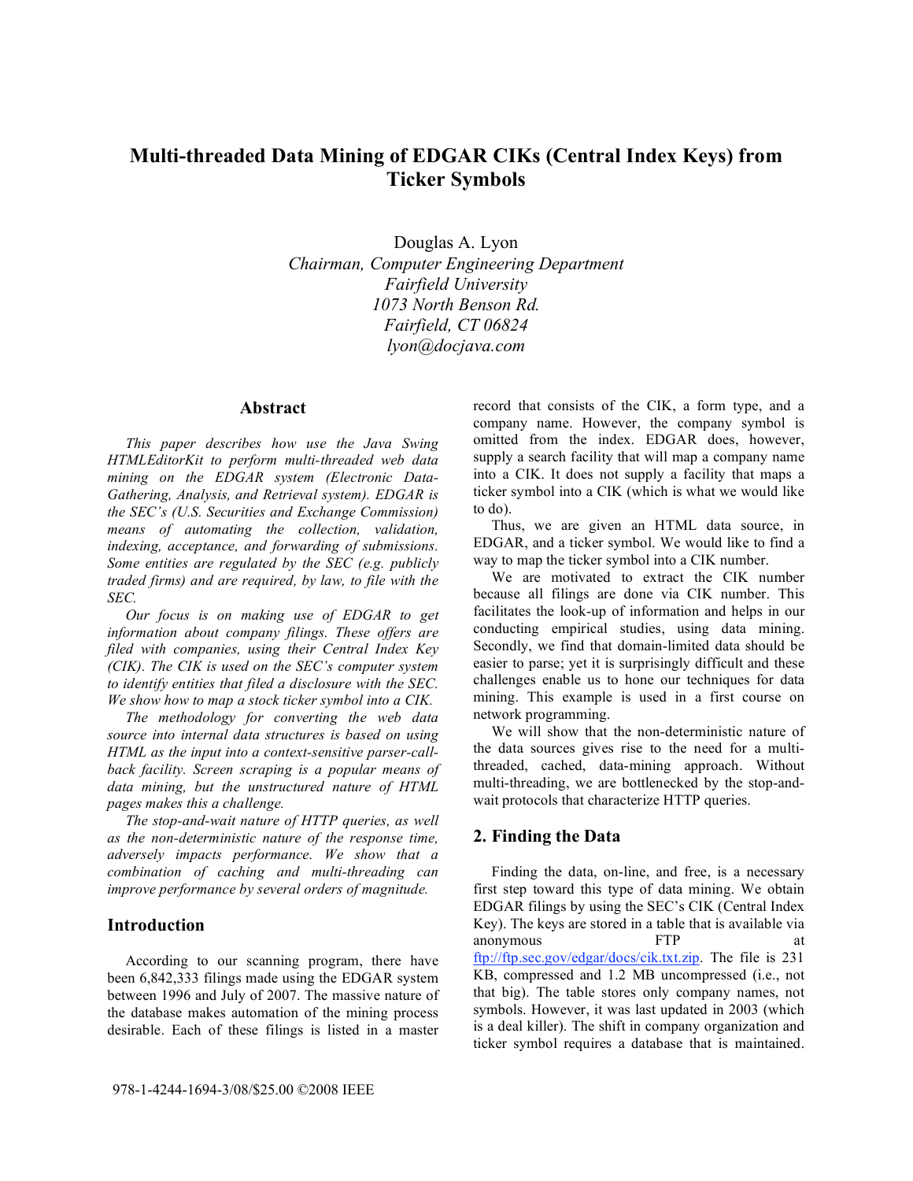# Multi-threaded Data Mining of EDGAR CIKs (Central Index Keys) from Ticker Symbols

Douglas A. Lyon
*Chairman, Computer Engineering Department*
*Fairfield University*
*1073 North Benson Rd.*
*Fairfield, CT 06824*
*lyon@docjava.com*

## Abstract

*This paper describes how use the Java Swing HTMLEditorKit to perform multi-threaded web data mining on the EDGAR system (Electronic Data-Gathering, Analysis, and Retrieval system). EDGAR is the SEC's (U.S. Securities and Exchange Commission) means of automating the collection, validation, indexing, acceptance, and forwarding of submissions. Some entities are regulated by the SEC (e.g. publicly traded firms) and are required, by law, to file with the SEC.*

*Our focus is on making use of EDGAR to get information about company filings. These offers are filed with companies, using their Central Index Key (CIK). The CIK is used on the SEC's computer system to identify entities that filed a disclosure with the SEC. We show how to map a stock ticker symbol into a CIK.*

*The methodology for converting the web data source into internal data structures is based on using HTML as the input into a context-sensitive parser-call-back facility. Screen scraping is a popular means of data mining, but the unstructured nature of HTML pages makes this a challenge.*

*The stop-and-wait nature of HTTP queries, as well as the non-deterministic nature of the response time, adversely impacts performance. We show that a combination of caching and multi-threading can improve performance by several orders of magnitude.*

## Introduction

According to our scanning program, there have been 6,842,333 filings made using the EDGAR system between 1996 and July of 2007. The massive nature of the database makes automation of the mining process desirable. Each of these filings is listed in a master record that consists of the CIK, a form type, and a company name. However, the company symbol is omitted from the index. EDGAR does, however, supply a search facility that will map a company name into a CIK. It does not supply a facility that maps a ticker symbol into a CIK (which is what we would like to do).

Thus, we are given an HTML data source, in EDGAR, and a ticker symbol. We would like to find a way to map the ticker symbol into a CIK number.

We are motivated to extract the CIK number because all filings are done via CIK number. This facilitates the look-up of information and helps in our conducting empirical studies, using data mining. Secondly, we find that domain-limited data should be easier to parse; yet it is surprisingly difficult and these challenges enable us to hone our techniques for data mining. This example is used in a first course on network programming.

We will show that the non-deterministic nature of the data sources gives rise to the need for a multi-threaded, cached, data-mining approach. Without multi-threading, we are bottlenecked by the stop-and-wait protocols that characterize HTTP queries.

## 2. Finding the Data

Finding the data, on-line, and free, is a necessary first step toward this type of data mining. We obtain EDGAR filings by using the SEC's CIK (Central Index Key). The keys are stored in a table that is available via anonymous FTP at ftp://ftp.sec.gov/edgar/docs/cik.txt.zip. The file is 231 KB, compressed and 1.2 MB uncompressed (i.e., not that big). The table stores only company names, not symbols. However, it was last updated in 2003 (which is a deal killer). The shift in company organization and ticker symbol requires a database that is maintained.

978-1-4244-1694-3/08/$25.00 ©2008 IEEE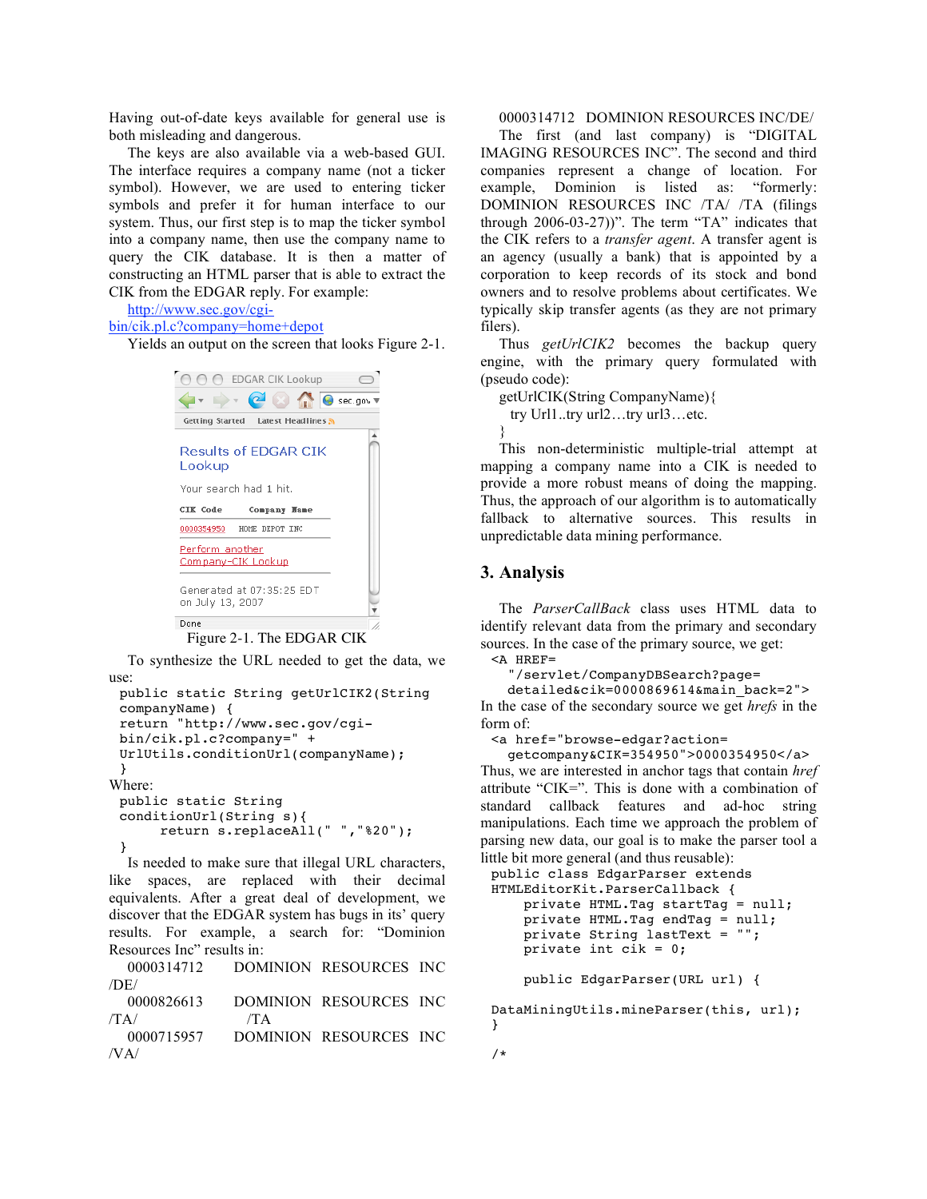Having out-of-date keys available for general use is both misleading and dangerous.

The keys are also available via a web-based GUI. The interface requires a company name (not a ticker symbol). However, we are used to entering ticker symbols and prefer it for human interface to our system. Thus, our first step is to map the ticker symbol into a company name, then use the company name to query the CIK database. It is then a matter of constructing an HTML parser that is able to extract the CIK from the EDGAR reply. For example:

http://www.sec.gov/cgi-bin/cik.pl.c?company=home+depot

Yields an output on the screen that looks Figure 2-1.

Figure 2-1. The EDGAR CIK

To synthesize the URL needed to get the data, we use:

```
public static String getUrlCIK2(String
companyName) {
return "http://www.sec.gov/cgi-
bin/cik.pl.c?company=" +
UrlUtils.conditionUrl(companyName);
}
```

Where:

```
public static String
conditionUrl(String s){
     return s.replaceAll(" ","%20");
}
```

Is needed to make sure that illegal URL characters, like spaces, are replaced with their decimal equivalents. After a great deal of development, we discover that the EDGAR system has bugs in its' query results. For example, a search for: "Dominion Resources Inc" results in:

0000314712 DOMINION RESOURCES INC /DE/
0000826613 DOMINION RESOURCES INC /TA/ /TA
0000715957 DOMINION RESOURCES INC /VA/
0000314712 DOMINION RESOURCES INC/DE/

The first (and last company) is "DIGITAL IMAGING RESOURCES INC". The second and third companies represent a change of location. For example, Dominion is listed as: "formerly: DOMINION RESOURCES INC /TA/ /TA (filings through 2006-03-27))". The term "TA" indicates that the CIK refers to a *transfer agent*. A transfer agent is an agency (usually a bank) that is appointed by a corporation to keep records of its stock and bond owners and to resolve problems about certificates. We typically skip transfer agents (as they are not primary filers).

Thus *getUrlCIK2* becomes the backup query engine, with the primary query formulated with (pseudo code):

```
getUrlCIK(String CompanyName){
  try Url1..try url2…try url3…etc.
}
```

This non-deterministic multiple-trial attempt at mapping a company name into a CIK is needed to provide a more robust means of doing the mapping. Thus, the approach of our algorithm is to automatically fallback to alternative sources. This results in unpredictable data mining performance.

## 3. Analysis

The *ParserCallBack* class uses HTML data to identify relevant data from the primary and secondary sources. In the case of the primary source, we get:

```
<A HREF=
  "/servlet/CompanyDBSearch?page=
  detailed&cik=0000869614&main_back=2">
```

In the case of the secondary source we get *hrefs* in the form of:

```
<a href="browse-edgar?action=
  getcompany&CIK=354950">0000354950</a>
```

Thus, we are interested in anchor tags that contain *href* attribute "CIK=". This is done with a combination of standard callback features and ad-hoc string manipulations. Each time we approach the problem of parsing new data, our goal is to make the parser tool a little bit more general (and thus reusable):

```
public class EdgarParser extends
HTMLEditorKit.ParserCallback {
    private HTML.Tag startTag = null;
    private HTML.Tag endTag = null;
    private String lastText = "";
    private int cik = 0;

    public EdgarParser(URL url) {
DataMiningUtils.mineParser(this, url);
}

/*
```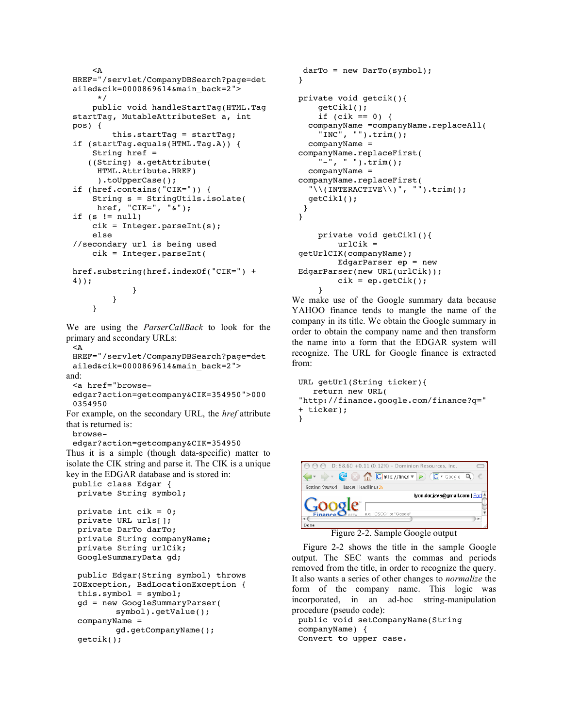```
    <A
HREF="/servlet/CompanyDBSearch?page=det
ailed&cik=0000869614&main_back=2">
     */
    public void handleStartTag(HTML.Tag
startTag, MutableAttributeSet a, int
pos) {
        this.startTag = startTag;
if (startTag.equals(HTML.Tag.A)) {
    String href =
   ((String) a.getAttribute(
     HTML.Attribute.HREF)
     ).toUpperCase();
if (href.contains("CIK=")) {
    String s = StringUtils.isolate(
     href, "CIK=", "&");
if (s != null)
    cik = Integer.parseInt(s);
    else
//secondary url is being used
    cik = Integer.parseInt(

href.substring(href.indexOf("CIK=") +
4));
            }
        }
    }
```

We are using the *ParserCallBack* to look for the primary and secondary URLs:

```
<A
HREF="/servlet/CompanyDBSearch?page=det
ailed&cik=0000869614&main_back=2">
```

and:

```
<a href="browse-
edgar?action=getcompany&CIK=354950">000
0354950
```

For example, on the secondary URL, the *href* attribute that is returned is:

```
browse-
edgar?action=getcompany&CIK=354950
```

Thus it is a simple (though data-specific) matter to isolate the CIK string and parse it. The CIK is a unique key in the EDGAR database and is stored in:

```
public class Edgar {
  private String symbol;

  private int cik = 0;
  private URL urls[];
  private DarTo darTo;
  private String companyName;
  private String urlCik;
  GoogleSummaryData gd;

  public Edgar(String symbol) throws
IOException, BadLocationException {
  this.symbol = symbol;
  gd = new GoogleSummaryParser(
          symbol).getValue();
  companyName =
          gd.getCompanyName();
  getcik();
  darTo = new DarTo(symbol);
 }

 private void getcik(){
     getCik1();
     if (cik == 0) {
   companyName =companyName.replaceAll(
     "INC", "").trim();
   companyName =
companyName.replaceFirst(
     "-", " ").trim();
   companyName =
companyName.replaceFirst(
   "\\(INTERACTIVE\\)", "").trim();
   getCik1();
  }
 }

     private void getCik1(){
         urlCik =
getUrlCIK(companyName);
         EdgarParser ep = new
EdgarParser(new URL(urlCik));
         cik = ep.getCik();
     }
```

We make use of the Google summary data because YAHOO finance tends to mangle the name of the company in its title. We obtain the Google summary in order to obtain the company name and then transform the name into a form that the EDGAR system will recognize. The URL for Google finance is extracted from:

```
URL getUrl(String ticker){
   return new URL(
"http://finance.google.com/finance?q="
+ ticker);
}
```

Figure 2-2. Sample Google output

Figure 2-2 shows the title in the sample Google output. The SEC wants the commas and periods removed from the title, in order to recognize the query. It also wants a series of other changes to *normalize* the form of the company name. This logic was incorporated, in an ad-hoc string-manipulation procedure (pseudo code):

```
public void setCompanyName(String
companyName) {
Convert to upper case.
```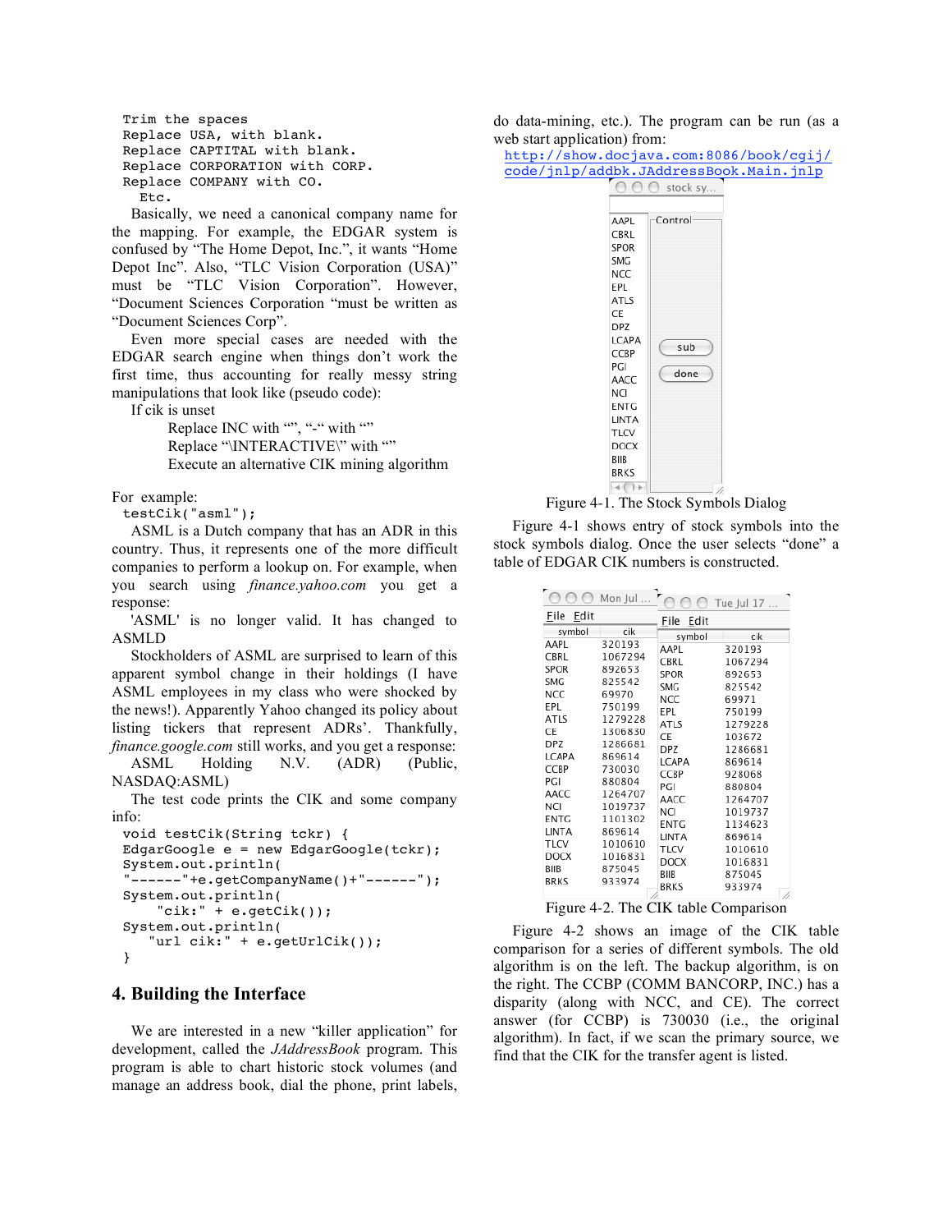```
Trim the spaces
Replace USA, with blank.
Replace CAPTITAL with blank.
Replace CORPORATION with CORP.
Replace COMPANY with CO.
  Etc.
```

Basically, we need a canonical company name for the mapping. For example, the EDGAR system is confused by "The Home Depot, Inc.", it wants "Home Depot Inc". Also, "TLC Vision Corporation (USA)" must be "TLC Vision Corporation". However, "Document Sciences Corporation "must be written as "Document Sciences Corp".

Even more special cases are needed with the EDGAR search engine when things don't work the first time, thus accounting for really messy string manipulations that look like (pseudo code):

If cik is unset

Replace INC with "", "-" with ""
Replace "\INTERACTIVE\" with ""
Execute an alternative CIK mining algorithm

For example:

```
testCik("asml");
```

ASML is a Dutch company that has an ADR in this country. Thus, it represents one of the more difficult companies to perform a lookup on. For example, when you search using *finance.yahoo.com* you get a response:

'ASML' is no longer valid. It has changed to ASMLD

Stockholders of ASML are surprised to learn of this apparent symbol change in their holdings (I have ASML employees in my class who were shocked by the news!). Apparently Yahoo changed its policy about listing tickers that represent ADRs'. Thankfully, *finance.google.com* still works, and you get a response:

ASML Holding N.V. (ADR) (Public, NASDAQ:ASML)

The test code prints the CIK and some company info:

```
void testCik(String tckr) {
EdgarGoogle e = new EdgarGoogle(tckr);
System.out.println(
"------"+e.getCompanyName()+"------");
System.out.println(
    "cik:" + e.getCik());
System.out.println(
   "url cik:" + e.getUrlCik());
}
```

## 4. Building the Interface

We are interested in a new "killer application" for development, called the *JAddressBook* program. This program is able to chart historic stock volumes (and manage an address book, dial the phone, print labels, do data-mining, etc.). The program can be run (as a web start application) from:

http://show.docjava.com:8086/book/cgij/code/jnlp/addbk.JAddressBook.Main.jnlp

Figure 4-1. The Stock Symbols Dialog

Figure 4-1 shows entry of stock symbols into the stock symbols dialog. Once the user selects "done" a table of EDGAR CIK numbers is constructed.

| symbol | cik (Mon Jul) | cik (Tue Jul 17) |
|---|---|---|
| AAPL | 320193 | 320193 |
| CBRL | 1067294 | 1067294 |
| SPOR | 892653 | 892653 |
| SMG | 825542 | 825542 |
| NCC | 69970 | 69971 |
| EPL | 750199 | 750199 |
| ATLS | 1279228 | 1279228 |
| CE | 1306830 | 103672 |
| DPZ | 1286681 | 1286681 |
| LCAPA | 869614 | 869614 |
| CCBP | 730030 | 928068 |
| PGI | 880804 | 880804 |
| AACC | 1264707 | 1264707 |
| NCI | 1019737 | 1019737 |
| ENTG | 1101302 | 1134623 |
| LINTA | 869614 | 869614 |
| TLCV | 1010610 | 1010610 |
| DOCX | 1016831 | 1016831 |
| BIIB | 875045 | 875045 |
| BRKS | 933974 | 933974 |

Figure 4-2. The CIK table Comparison

Figure 4-2 shows an image of the CIK table comparison for a series of different symbols. The old algorithm is on the left. The backup algorithm, is on the right. The CCBP (COMM BANCORP, INC.) has a disparity (along with NCC, and CE). The correct answer (for CCBP) is 730030 (i.e., the original algorithm). In fact, if we scan the primary source, we find that the CIK for the transfer agent is listed.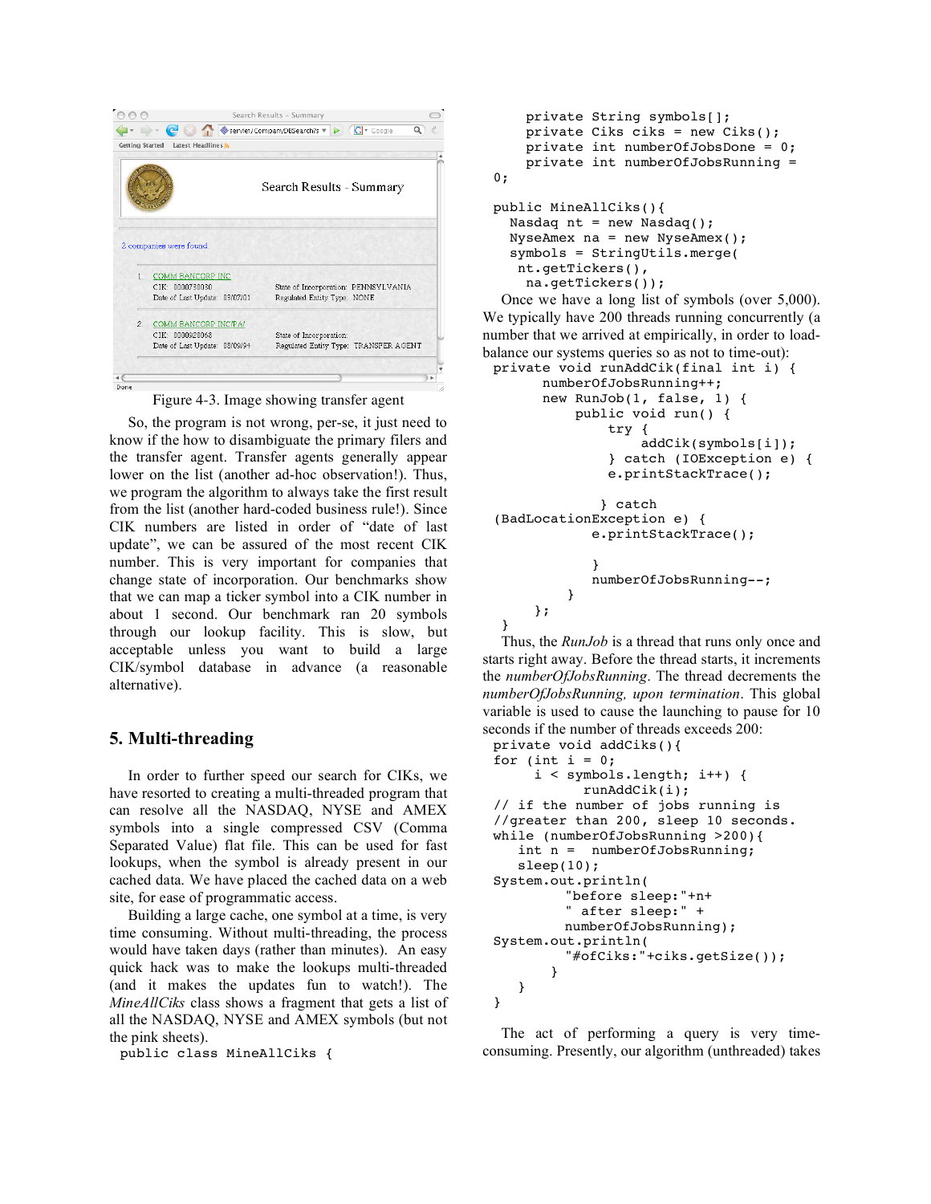Figure 4-3. Image showing transfer agent

So, the program is not wrong, per-se, it just need to know if the how to disambiguate the primary filers and the transfer agent. Transfer agents generally appear lower on the list (another ad-hoc observation!). Thus, we program the algorithm to always take the first result from the list (another hard-coded business rule!). Since CIK numbers are listed in order of "date of last update", we can be assured of the most recent CIK number. This is very important for companies that change state of incorporation. Our benchmarks show that we can map a ticker symbol into a CIK number in about 1 second. Our benchmark ran 20 symbols through our lookup facility. This is slow, but acceptable unless you want to build a large CIK/symbol database in advance (a reasonable alternative).

## 5. Multi-threading

In order to further speed our search for CIKs, we have resorted to creating a multi-threaded program that can resolve all the NASDAQ, NYSE and AMEX symbols into a single compressed CSV (Comma Separated Value) flat file. This can be used for fast lookups, when the symbol is already present in our cached data. We have placed the cached data on a web site, for ease of programmatic access.

Building a large cache, one symbol at a time, is very time consuming. Without multi-threading, the process would have taken days (rather than minutes). An easy quick hack was to make the lookups multi-threaded (and it makes the updates fun to watch!). The *MineAllCiks* class shows a fragment that gets a list of all the NASDAQ, NYSE and AMEX symbols (but not the pink sheets).

```
public class MineAllCiks {
    private String symbols[];
    private Ciks ciks = new Ciks();
    private int numberOfJobsDone = 0;
    private int numberOfJobsRunning =
0;

public MineAllCiks(){
  Nasdaq nt = new Nasdaq();
  NyseAmex na = new NyseAmex();
  symbols = StringUtils.merge(
   nt.getTickers(),
    na.getTickers());
```

Once we have a long list of symbols (over 5,000). We typically have 200 threads running concurrently (a number that we arrived at empirically, in order to load-balance our systems queries so as not to time-out):

```
private void runAddCik(final int i) {
      numberOfJobsRunning++;
      new RunJob(1, false, 1) {
          public void run() {
              try {
                  addCik(symbols[i]);
              } catch (IOException e) {
              e.printStackTrace();

             } catch
 (BadLocationException e) {
            e.printStackTrace();

            }
            numberOfJobsRunning--;
         }
     };
 }
```

Thus, the *RunJob* is a thread that runs only once and starts right away. Before the thread starts, it increments the *numberOfJobsRunning*. The thread decrements the *numberOfJobsRunning, upon termination*. This global variable is used to cause the launching to pause for 10 seconds if the number of threads exceeds 200:

```
private void addCiks(){
for (int i = 0;
     i < symbols.length; i++) {
         runAddCik(i);
// if the number of jobs running is
//greater than 200, sleep 10 seconds.
while (numberOfJobsRunning >200){
   int n =  numberOfJobsRunning;
   sleep(10);
System.out.println(
         "before sleep:"+n+
         " after sleep:" +
         numberOfJobsRunning);
System.out.println(
         "#ofCiks:"+ciks.getSize());
       }
    }
}
```

The act of performing a query is very time-consuming. Presently, our algorithm (unthreaded) takes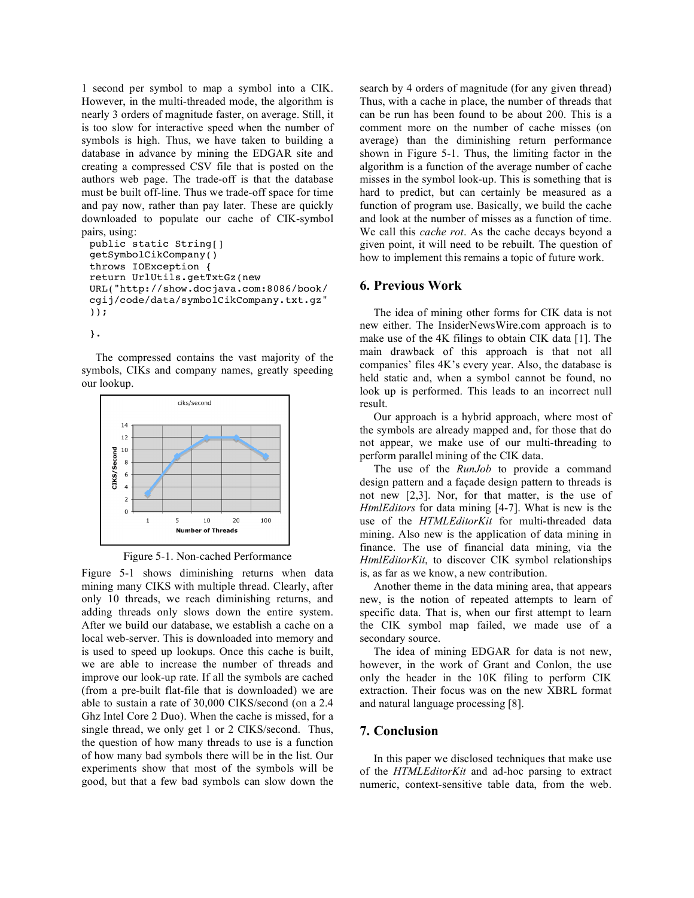1 second per symbol to map a symbol into a CIK. However, in the multi-threaded mode, the algorithm is nearly 3 orders of magnitude faster, on average. Still, it is too slow for interactive speed when the number of symbols is high. Thus, we have taken to building a database in advance by mining the EDGAR site and creating a compressed CSV file that is posted on the authors web page. The trade-off is that the database must be built off-line. Thus we trade-off space for time and pay now, rather than pay later. These are quickly downloaded to populate our cache of CIK-symbol pairs, using:

```
public static String[]
getSymbolCikCompany()
throws IOException {
return UrlUtils.getTxtGz(new
URL("http://show.docjava.com:8086/book/
cgij/code/data/symbolCikCompany.txt.gz"
));

}.
```

The compressed contains the vast majority of the symbols, CIKs and company names, greatly speeding our lookup.

Figure 5-1. Non-cached Performance

Figure 5-1 shows diminishing returns when data mining many CIKS with multiple thread. Clearly, after only 10 threads, we reach diminishing returns, and adding threads only slows down the entire system. After we build our database, we establish a cache on a local web-server. This is downloaded into memory and is used to speed up lookups. Once this cache is built, we are able to increase the number of threads and improve our look-up rate. If all the symbols are cached (from a pre-built flat-file that is downloaded) we are able to sustain a rate of 30,000 CIKS/second (on a 2.4 Ghz Intel Core 2 Duo). When the cache is missed, for a single thread, we only get 1 or 2 CIKS/second. Thus, the question of how many threads to use is a function of how many bad symbols there will be in the list. Our experiments show that most of the symbols will be good, but that a few bad symbols can slow down the search by 4 orders of magnitude (for any given thread) Thus, with a cache in place, the number of threads that can be run has been found to be about 200. This is a comment more on the number of cache misses (on average) than the diminishing return performance shown in Figure 5-1. Thus, the limiting factor in the algorithm is a function of the average number of cache misses in the symbol look-up. This is something that is hard to predict, but can certainly be measured as a function of program use. Basically, we build the cache and look at the number of misses as a function of time. We call this *cache rot*. As the cache decays beyond a given point, it will need to be rebuilt. The question of how to implement this remains a topic of future work.

## 6. Previous Work

The idea of mining other forms for CIK data is not new either. The InsiderNewsWire.com approach is to make use of the 4K filings to obtain CIK data [1]. The main drawback of this approach is that not all companies' files 4K's every year. Also, the database is held static and, when a symbol cannot be found, no look up is performed. This leads to an incorrect null result.

Our approach is a hybrid approach, where most of the symbols are already mapped and, for those that do not appear, we make use of our multi-threading to perform parallel mining of the CIK data.

The use of the *RunJob* to provide a command design pattern and a façade design pattern to threads is not new [2,3]. Nor, for that matter, is the use of *HtmlEditors* for data mining [4-7]. What is new is the use of the *HTMLEditorKit* for multi-threaded data mining. Also new is the application of data mining in finance. The use of financial data mining, via the *HtmlEditorKit*, to discover CIK symbol relationships is, as far as we know, a new contribution.

Another theme in the data mining area, that appears new, is the notion of repeated attempts to learn of specific data. That is, when our first attempt to learn the CIK symbol map failed, we made use of a secondary source.

The idea of mining EDGAR for data is not new, however, in the work of Grant and Conlon, the use only the header in the 10K filing to perform CIK extraction. Their focus was on the new XBRL format and natural language processing [8].

## 7. Conclusion

In this paper we disclosed techniques that make use of the *HTMLEditorKit* and ad-hoc parsing to extract numeric, context-sensitive table data, from the web.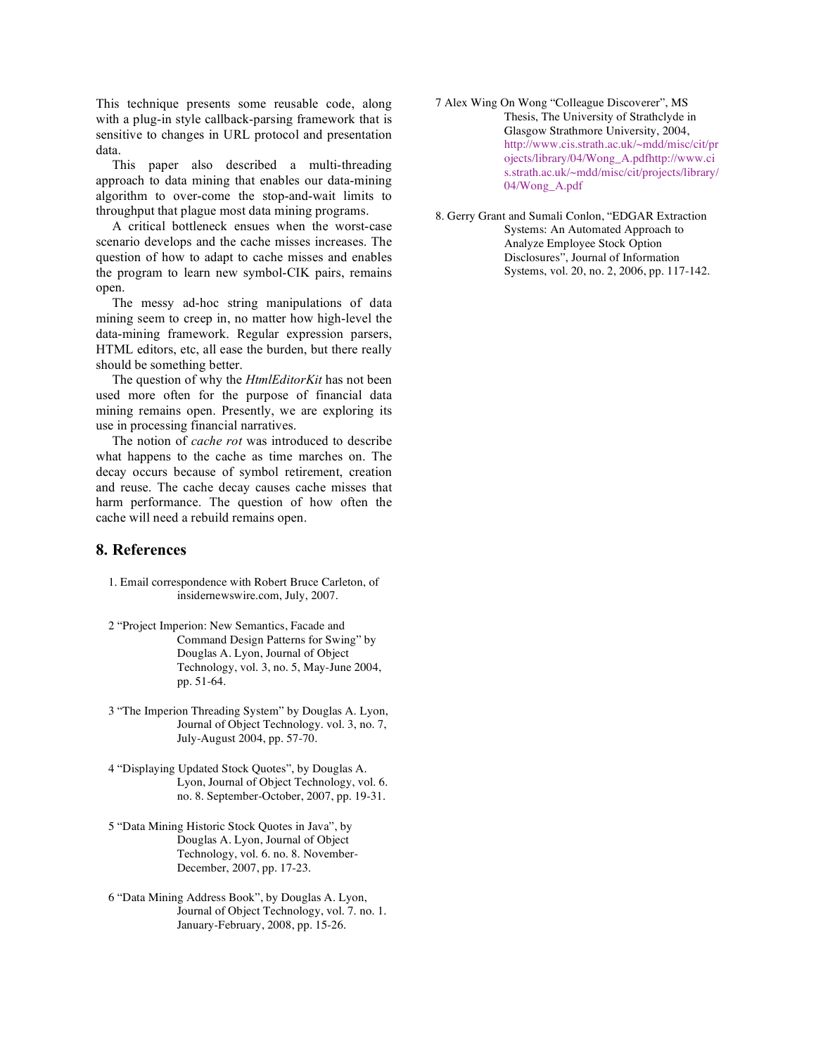This technique presents some reusable code, along with a plug-in style callback-parsing framework that is sensitive to changes in URL protocol and presentation data.

This paper also described a multi-threading approach to data mining that enables our data-mining algorithm to over-come the stop-and-wait limits to throughput that plague most data mining programs.

A critical bottleneck ensues when the worst-case scenario develops and the cache misses increases. The question of how to adapt to cache misses and enables the program to learn new symbol-CIK pairs, remains open.

The messy ad-hoc string manipulations of data mining seem to creep in, no matter how high-level the data-mining framework. Regular expression parsers, HTML editors, etc, all ease the burden, but there really should be something better.

The question of why the *HtmlEditorKit* has not been used more often for the purpose of financial data mining remains open. Presently, we are exploring its use in processing financial narratives.

The notion of *cache rot* was introduced to describe what happens to the cache as time marches on. The decay occurs because of symbol retirement, creation and reuse. The cache decay causes cache misses that harm performance. The question of how often the cache will need a rebuild remains open.

## 8. References

1. Email correspondence with Robert Bruce Carleton, of insidernewswire.com, July, 2007.

2 "Project Imperion: New Semantics, Facade and Command Design Patterns for Swing" by Douglas A. Lyon, Journal of Object Technology, vol. 3, no. 5, May-June 2004, pp. 51-64.

3 "The Imperion Threading System" by Douglas A. Lyon, Journal of Object Technology. vol. 3, no. 7, July-August 2004, pp. 57-70.

4 "Displaying Updated Stock Quotes", by Douglas A. Lyon, Journal of Object Technology, vol. 6. no. 8. September-October, 2007, pp. 19-31.

5 "Data Mining Historic Stock Quotes in Java", by Douglas A. Lyon, Journal of Object Technology, vol. 6. no. 8. November-December, 2007, pp. 17-23.

6 "Data Mining Address Book", by Douglas A. Lyon, Journal of Object Technology, vol. 7. no. 1. January-February, 2008, pp. 15-26.

7 Alex Wing On Wong "Colleague Discoverer", MS Thesis, The University of Strathclyde in Glasgow Strathmore University, 2004, http://www.cis.strath.ac.uk/~mdd/misc/cit/projects/library/04/Wong_A.pdfhttp://www.cis.strath.ac.uk/~mdd/misc/cit/projects/library/04/Wong_A.pdf

8. Gerry Grant and Sumali Conlon, "EDGAR Extraction Systems: An Automated Approach to Analyze Employee Stock Option Disclosures", Journal of Information Systems, vol. 20, no. 2, 2006, pp. 117-142.